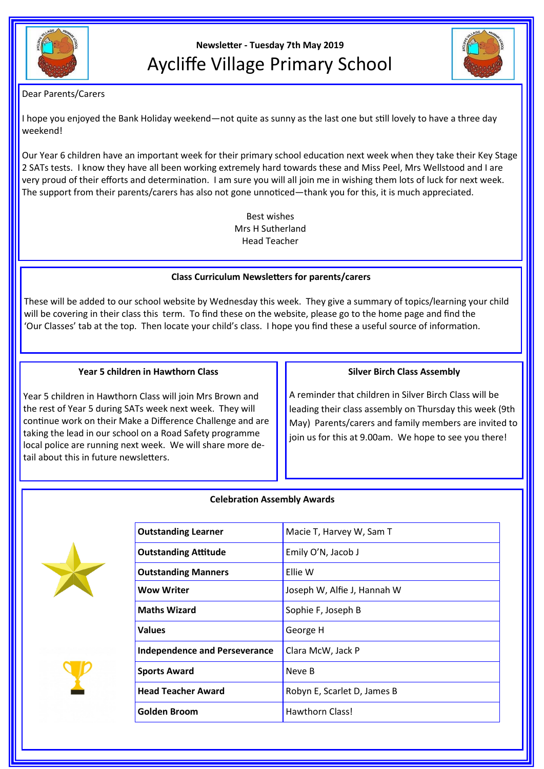Newsletter - Tuesday 7th May 2019

# Aycliffe Village Primary School

Dear Parents/Carers

I hope you enjoyed the Bank Holiday weekend—not quite as sunny as the last one but still lovely to have a three day weekend!

Our Year 6 children have an important week for their primary school education next week when they take their Key Stage 2 SATs tests. I know they have all been working extremely hard towards these and Miss Peel, Mrs Wellstood and I are very proud of their efforts and determination. I am sure you will all join me in wishing them lots of luck for next week. The support from their parents/carers has also not gone unnoticed—thank you for this, it is much appreciated.

Best wishes
Mrs H Sutherland
Head Teacher

## Class Curriculum Newsletters for parents/carers

These will be added to our school website by Wednesday this week. They give a summary of topics/learning your child will be covering in their class this term. To find these on the website, please go to the home page and find the 'Our Classes' tab at the top. Then locate your child's class. I hope you find these a useful source of information.

## Year 5 children in Hawthorn Class

Year 5 children in Hawthorn Class will join Mrs Brown and the rest of Year 5 during SATs week next week. They will continue work on their Make a Difference Challenge and are taking the lead in our school on a Road Safety programme local police are running next week. We will share more detail about this in future newsletters.

## Silver Birch Class Assembly

A reminder that children in Silver Birch Class will be leading their class assembly on Thursday this week (9th May) Parents/carers and family members are invited to join us for this at 9.00am. We hope to see you there!

## Celebration Assembly Awards

| Award | Recipients |
|---|---|
| **Outstanding Learner** | Macie T, Harvey W, Sam T |
| **Outstanding Attitude** | Emily O'N, Jacob J |
| **Outstanding Manners** | Ellie W |
| **Wow Writer** | Joseph W, Alfie J, Hannah W |
| **Maths Wizard** | Sophie F, Joseph B |
| **Values** | George H |
| **Independence and Perseverance** | Clara McW, Jack P |
| **Sports Award** | Neve B |
| **Head Teacher Award** | Robyn E, Scarlet D, James B |
| **Golden Broom** | Hawthorn Class! |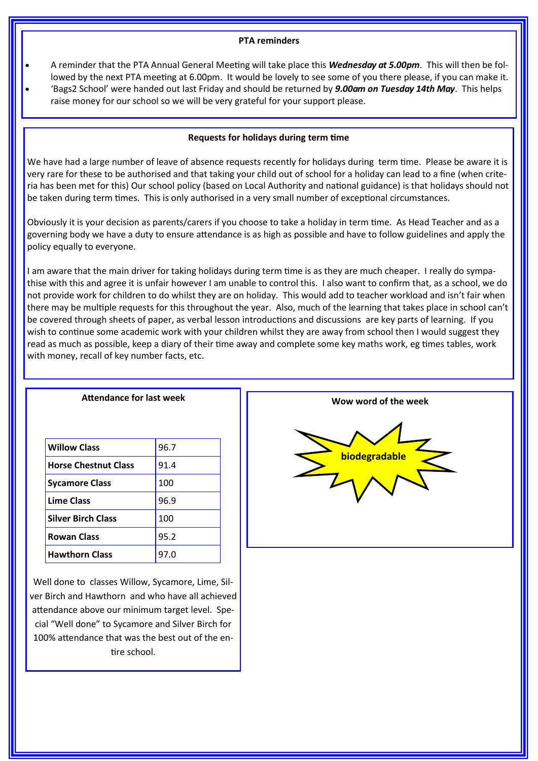## PTA reminders

- A reminder that the PTA Annual General Meeting will take place this ***Wednesday at 5.00pm***. This will then be followed by the next PTA meeting at 6.00pm. It would be lovely to see some of you there please, if you can make it.
- 'Bags2 School' were handed out last Friday and should be returned by ***9.00am on Tuesday 14th May***. This helps raise money for our school so we will be very grateful for your support please.

## Requests for holidays during term time

We have had a large number of leave of absence requests recently for holidays during term time. Please be aware it is very rare for these to be authorised and that taking your child out of school for a holiday can lead to a fine (when criteria has been met for this) Our school policy (based on Local Authority and national guidance) is that holidays should not be taken during term times. This is only authorised in a very small number of exceptional circumstances.

Obviously it is your decision as parents/carers if you choose to take a holiday in term time. As Head Teacher and as a governing body we have a duty to ensure attendance is as high as possible and have to follow guidelines and apply the policy equally to everyone.

I am aware that the main driver for taking holidays during term time is as they are much cheaper. I really do sympathise with this and agree it is unfair however I am unable to control this. I also want to confirm that, as a school, we do not provide work for children to do whilst they are on holiday. This would add to teacher workload and isn't fair when there may be multiple requests for this throughout the year. Also, much of the learning that takes place in school can't be covered through sheets of paper, as verbal lesson introductions and discussions are key parts of learning. If you wish to continue some academic work with your children whilst they are away from school then I would suggest they read as much as possible, keep a diary of their time away and complete some key maths work, eg times tables, work with money, recall of key number facts, etc.

## Attendance for last week

| | |
|---|---|
| **Willow Class** | 96.7 |
| **Horse Chestnut Class** | 91.4 |
| **Sycamore Class** | 100 |
| **Lime Class** | 96.9 |
| **Silver Birch Class** | 100 |
| **Rowan Class** | 95.2 |
| **Hawthorn Class** | 97.0 |

Well done to classes Willow, Sycamore, Lime, Silver Birch and Hawthorn and who have all achieved attendance above our minimum target level. Special "Well done" to Sycamore and Silver Birch for 100% attendance that was the best out of the entire school.

## Wow word of the week

**biodegradable**